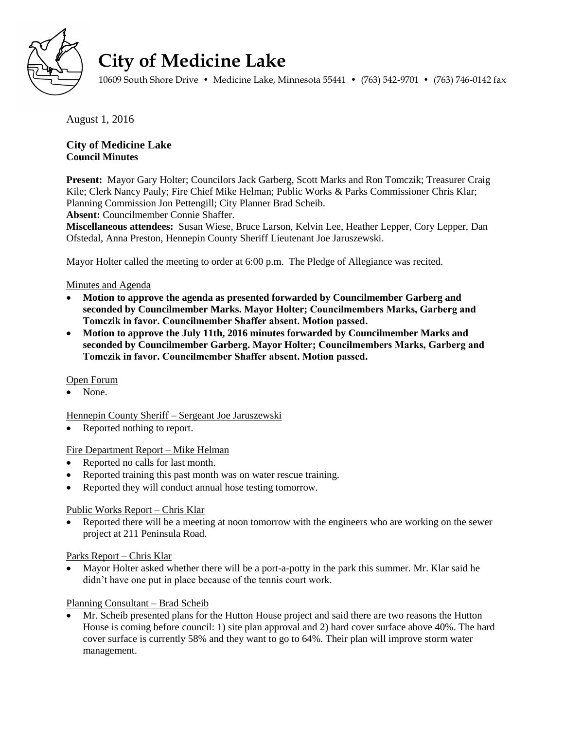# City of Medicine Lake

10609 South Shore Drive • Medicine Lake, Minnesota 55441 • (763) 542-9701 • (763) 746-0142 fax

August 1, 2016

**City of Medicine Lake**
**Council Minutes**

**Present:** Mayor Gary Holter; Councilors Jack Garberg, Scott Marks and Ron Tomczik; Treasurer Craig Kile; Clerk Nancy Pauly; Fire Chief Mike Helman; Public Works & Parks Commissioner Chris Klar; Planning Commission Jon Pettengill; City Planner Brad Scheib.
**Absent:** Councilmember Connie Shaffer.
**Miscellaneous attendees:** Susan Wiese, Bruce Larson, Kelvin Lee, Heather Lepper, Cory Lepper, Dan Ofstedal, Anna Preston, Hennepin County Sheriff Lieutenant Joe Jaruszewski.

Mayor Holter called the meeting to order at 6:00 p.m. The Pledge of Allegiance was recited.

Minutes and Agenda

- **Motion to approve the agenda as presented forwarded by Councilmember Garberg and seconded by Councilmember Marks. Mayor Holter; Councilmembers Marks, Garberg and Tomczik in favor. Councilmember Shaffer absent. Motion passed.**
- **Motion to approve the July 11th, 2016 minutes forwarded by Councilmember Marks and seconded by Councilmember Garberg. Mayor Holter; Councilmembers Marks, Garberg and Tomczik in favor. Councilmember Shaffer absent. Motion passed.**

Open Forum

- None.

Hennepin County Sheriff – Sergeant Joe Jaruszewski

- Reported nothing to report.

Fire Department Report – Mike Helman

- Reported no calls for last month.
- Reported training this past month was on water rescue training.
- Reported they will conduct annual hose testing tomorrow.

Public Works Report – Chris Klar

- Reported there will be a meeting at noon tomorrow with the engineers who are working on the sewer project at 211 Peninsula Road.

Parks Report – Chris Klar

- Mayor Holter asked whether there will be a port-a-potty in the park this summer. Mr. Klar said he didn't have one put in place because of the tennis court work.

Planning Consultant – Brad Scheib

- Mr. Scheib presented plans for the Hutton House project and said there are two reasons the Hutton House is coming before council: 1) site plan approval and 2) hard cover surface above 40%. The hard cover surface is currently 58% and they want to go to 64%. Their plan will improve storm water management.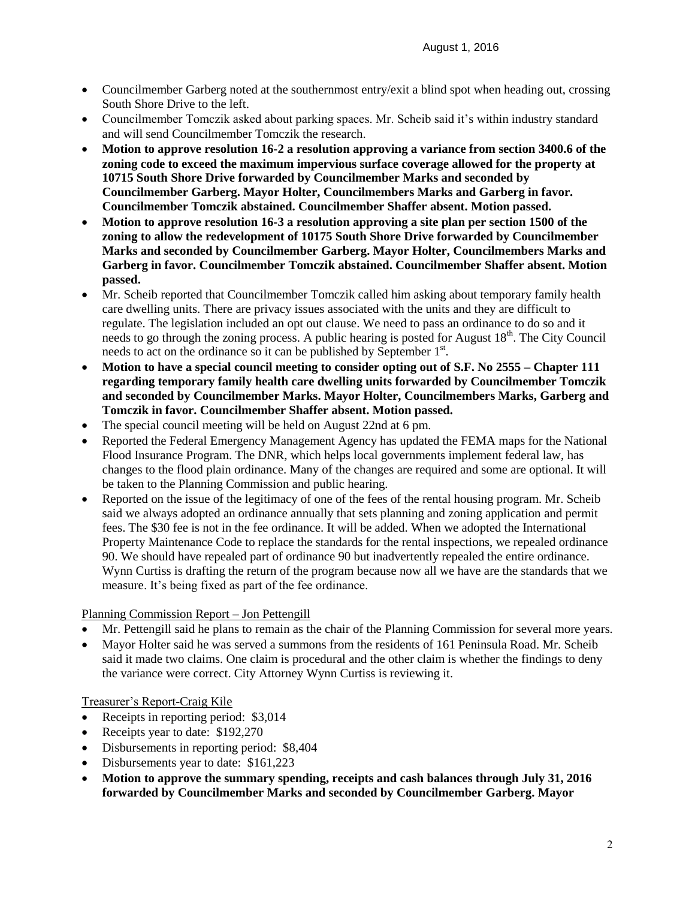- Councilmember Garberg noted at the southernmost entry/exit a blind spot when heading out, crossing South Shore Drive to the left.
- Councilmember Tomczik asked about parking spaces. Mr. Scheib said it's within industry standard and will send Councilmember Tomczik the research.
- **Motion to approve resolution 16-2 a resolution approving a variance from section 3400.6 of the zoning code to exceed the maximum impervious surface coverage allowed for the property at 10715 South Shore Drive forwarded by Councilmember Marks and seconded by Councilmember Garberg. Mayor Holter, Councilmembers Marks and Garberg in favor. Councilmember Tomczik abstained. Councilmember Shaffer absent. Motion passed.**
- **Motion to approve resolution 16-3 a resolution approving a site plan per section 1500 of the zoning to allow the redevelopment of 10175 South Shore Drive forwarded by Councilmember Marks and seconded by Councilmember Garberg. Mayor Holter, Councilmembers Marks and Garberg in favor. Councilmember Tomczik abstained. Councilmember Shaffer absent. Motion passed.**
- Mr. Scheib reported that Councilmember Tomczik called him asking about temporary family health care dwelling units. There are privacy issues associated with the units and they are difficult to regulate. The legislation included an opt out clause. We need to pass an ordinance to do so and it needs to go through the zoning process. A public hearing is posted for August 18th. The City Council needs to act on the ordinance so it can be published by September 1st.
- **Motion to have a special council meeting to consider opting out of S.F. No 2555 – Chapter 111 regarding temporary family health care dwelling units forwarded by Councilmember Tomczik and seconded by Councilmember Marks. Mayor Holter, Councilmembers Marks, Garberg and Tomczik in favor. Councilmember Shaffer absent. Motion passed.**
- The special council meeting will be held on August 22nd at 6 pm.
- Reported the Federal Emergency Management Agency has updated the FEMA maps for the National Flood Insurance Program. The DNR, which helps local governments implement federal law, has changes to the flood plain ordinance. Many of the changes are required and some are optional. It will be taken to the Planning Commission and public hearing.
- Reported on the issue of the legitimacy of one of the fees of the rental housing program. Mr. Scheib said we always adopted an ordinance annually that sets planning and zoning application and permit fees. The $30 fee is not in the fee ordinance. It will be added. When we adopted the International Property Maintenance Code to replace the standards for the rental inspections, we repealed ordinance 90. We should have repealed part of ordinance 90 but inadvertently repealed the entire ordinance. Wynn Curtiss is drafting the return of the program because now all we have are the standards that we measure. It's being fixed as part of the fee ordinance.

Planning Commission Report – Jon Pettengill

- Mr. Pettengill said he plans to remain as the chair of the Planning Commission for several more years.
- Mayor Holter said he was served a summons from the residents of 161 Peninsula Road. Mr. Scheib said it made two claims. One claim is procedural and the other claim is whether the findings to deny the variance were correct. City Attorney Wynn Curtiss is reviewing it.

Treasurer's Report-Craig Kile

- Receipts in reporting period: $3,014
- Receipts year to date: $192,270
- Disbursements in reporting period: $8,404
- Disbursements year to date: $161,223
- **Motion to approve the summary spending, receipts and cash balances through July 31, 2016 forwarded by Councilmember Marks and seconded by Councilmember Garberg. Mayor**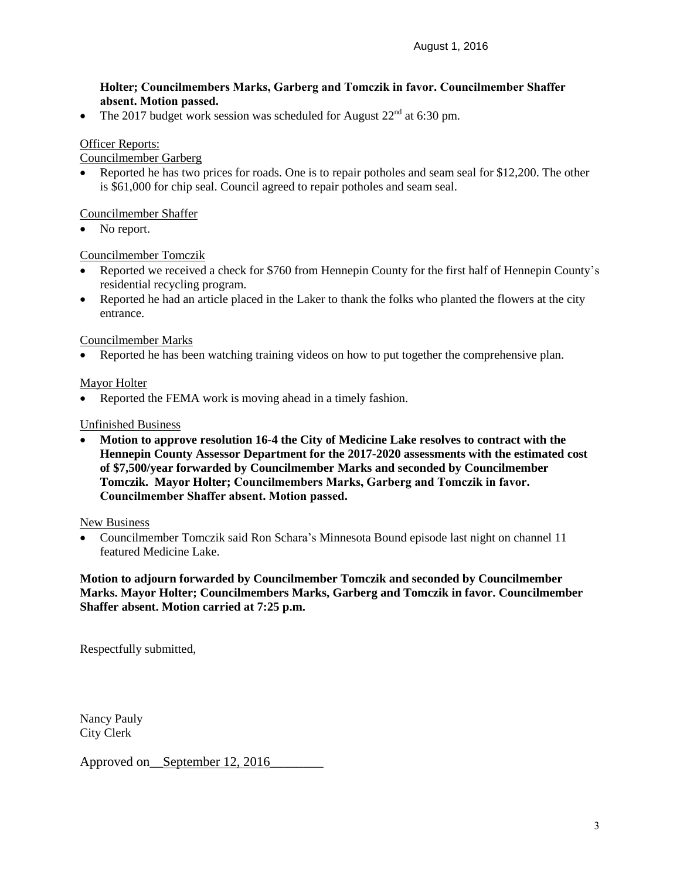**Holter; Councilmembers Marks, Garberg and Tomczik in favor. Councilmember Shaffer absent. Motion passed.**

- The 2017 budget work session was scheduled for August 22nd at 6:30 pm.

Officer Reports:

Councilmember Garberg

- Reported he has two prices for roads. One is to repair potholes and seam seal for $12,200. The other is $61,000 for chip seal. Council agreed to repair potholes and seam seal.

Councilmember Shaffer

- No report.

Councilmember Tomczik

- Reported we received a check for $760 from Hennepin County for the first half of Hennepin County's residential recycling program.
- Reported he had an article placed in the Laker to thank the folks who planted the flowers at the city entrance.

Councilmember Marks

- Reported he has been watching training videos on how to put together the comprehensive plan.

Mayor Holter

- Reported the FEMA work is moving ahead in a timely fashion.

Unfinished Business

- **Motion to approve resolution 16-4 the City of Medicine Lake resolves to contract with the Hennepin County Assessor Department for the 2017-2020 assessments with the estimated cost of $7,500/year forwarded by Councilmember Marks and seconded by Councilmember Tomczik. Mayor Holter; Councilmembers Marks, Garberg and Tomczik in favor. Councilmember Shaffer absent. Motion passed.**

New Business

- Councilmember Tomczik said Ron Schara's Minnesota Bound episode last night on channel 11 featured Medicine Lake.

**Motion to adjourn forwarded by Councilmember Tomczik and seconded by Councilmember Marks. Mayor Holter; Councilmembers Marks, Garberg and Tomczik in favor. Councilmember Shaffer absent. Motion carried at 7:25 p.m.**

Respectfully submitted,

Nancy Pauly
City Clerk

Approved on September 12, 2016